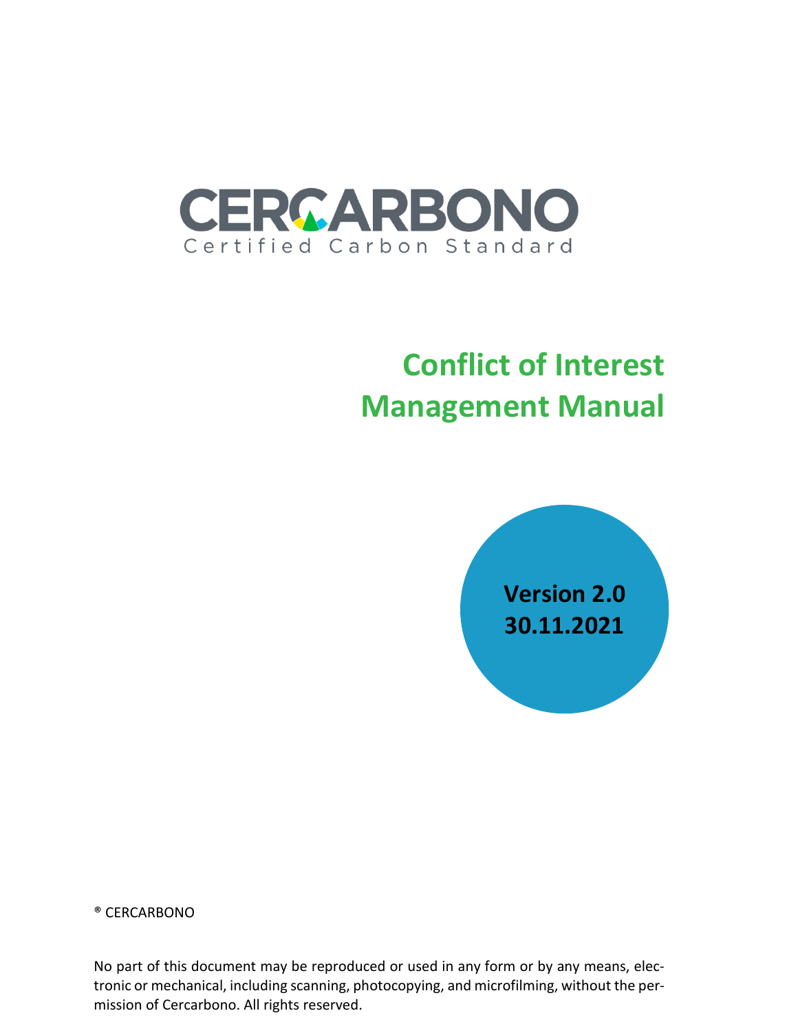CERCARBONO

Certified Carbon Standard

# Conflict of Interest Management Manual

**Version 2.0**
**30.11.2021**

® CERCARBONO

No part of this document may be reproduced or used in any form or by any means, electronic or mechanical, including scanning, photocopying, and microfilming, without the permission of Cercarbono. All rights reserved.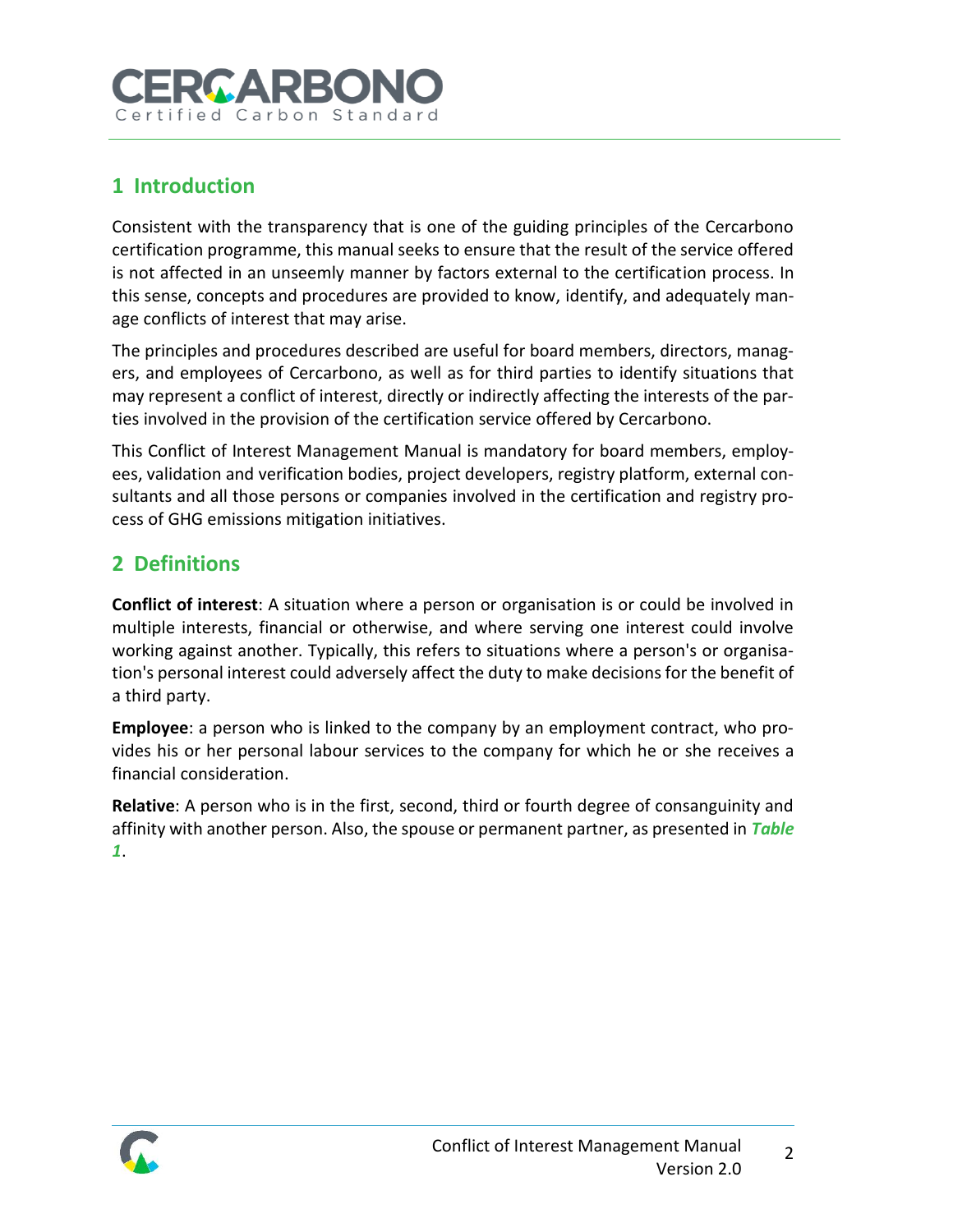## 1 Introduction

Consistent with the transparency that is one of the guiding principles of the Cercarbono certification programme, this manual seeks to ensure that the result of the service offered is not affected in an unseemly manner by factors external to the certification process. In this sense, concepts and procedures are provided to know, identify, and adequately manage conflicts of interest that may arise.

The principles and procedures described are useful for board members, directors, managers, and employees of Cercarbono, as well as for third parties to identify situations that may represent a conflict of interest, directly or indirectly affecting the interests of the parties involved in the provision of the certification service offered by Cercarbono.

This Conflict of Interest Management Manual is mandatory for board members, employees, validation and verification bodies, project developers, registry platform, external consultants and all those persons or companies involved in the certification and registry process of GHG emissions mitigation initiatives.

## 2 Definitions

**Conflict of interest**: A situation where a person or organisation is or could be involved in multiple interests, financial or otherwise, and where serving one interest could involve working against another. Typically, this refers to situations where a person's or organisation's personal interest could adversely affect the duty to make decisions for the benefit of a third party.

**Employee**: a person who is linked to the company by an employment contract, who provides his or her personal labour services to the company for which he or she receives a financial consideration.

**Relative**: A person who is in the first, second, third or fourth degree of consanguinity and affinity with another person. Also, the spouse or permanent partner, as presented in ***Table 1***.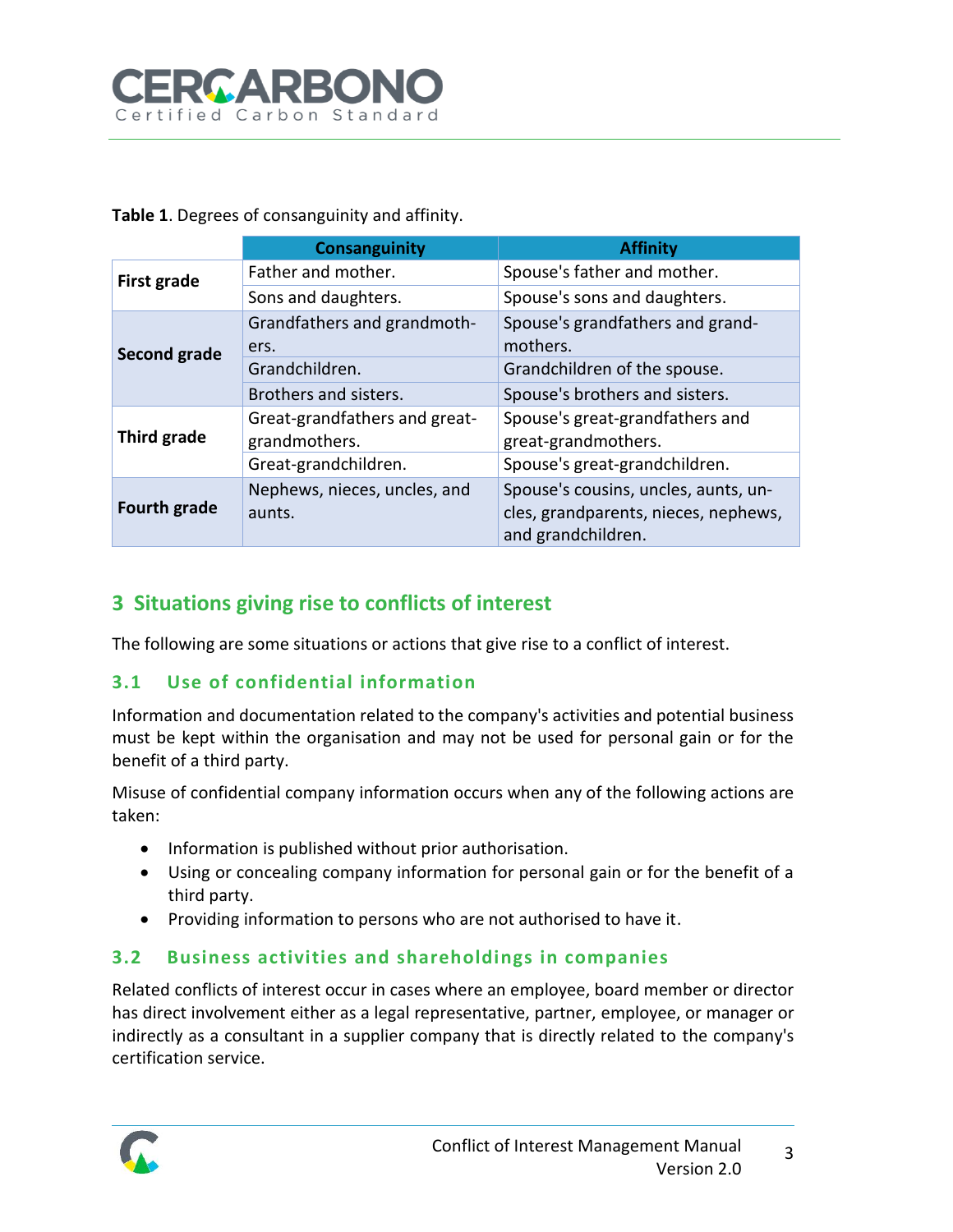**Table 1**. Degrees of consanguinity and affinity.

| | Consanguinity | Affinity |
|---|---|---|
| **First grade** | Father and mother. | Spouse's father and mother. |
| | Sons and daughters. | Spouse's sons and daughters. |
| **Second grade** | Grandfathers and grandmothers. | Spouse's grandfathers and grandmothers. |
| | Grandchildren. | Grandchildren of the spouse. |
| | Brothers and sisters. | Spouse's brothers and sisters. |
| **Third grade** | Great-grandfathers and great-grandmothers. | Spouse's great-grandfathers and great-grandmothers. |
| | Great-grandchildren. | Spouse's great-grandchildren. |
| **Fourth grade** | Nephews, nieces, uncles, and aunts. | Spouse's cousins, uncles, aunts, uncles, grandparents, nieces, nephews, and grandchildren. |

# 3 Situations giving rise to conflicts of interest

The following are some situations or actions that give rise to a conflict of interest.

## 3.1 Use of confidential information

Information and documentation related to the company's activities and potential business must be kept within the organisation and may not be used for personal gain or for the benefit of a third party.

Misuse of confidential company information occurs when any of the following actions are taken:

- Information is published without prior authorisation.
- Using or concealing company information for personal gain or for the benefit of a third party.
- Providing information to persons who are not authorised to have it.

## 3.2 Business activities and shareholdings in companies

Related conflicts of interest occur in cases where an employee, board member or director has direct involvement either as a legal representative, partner, employee, or manager or indirectly as a consultant in a supplier company that is directly related to the company's certification service.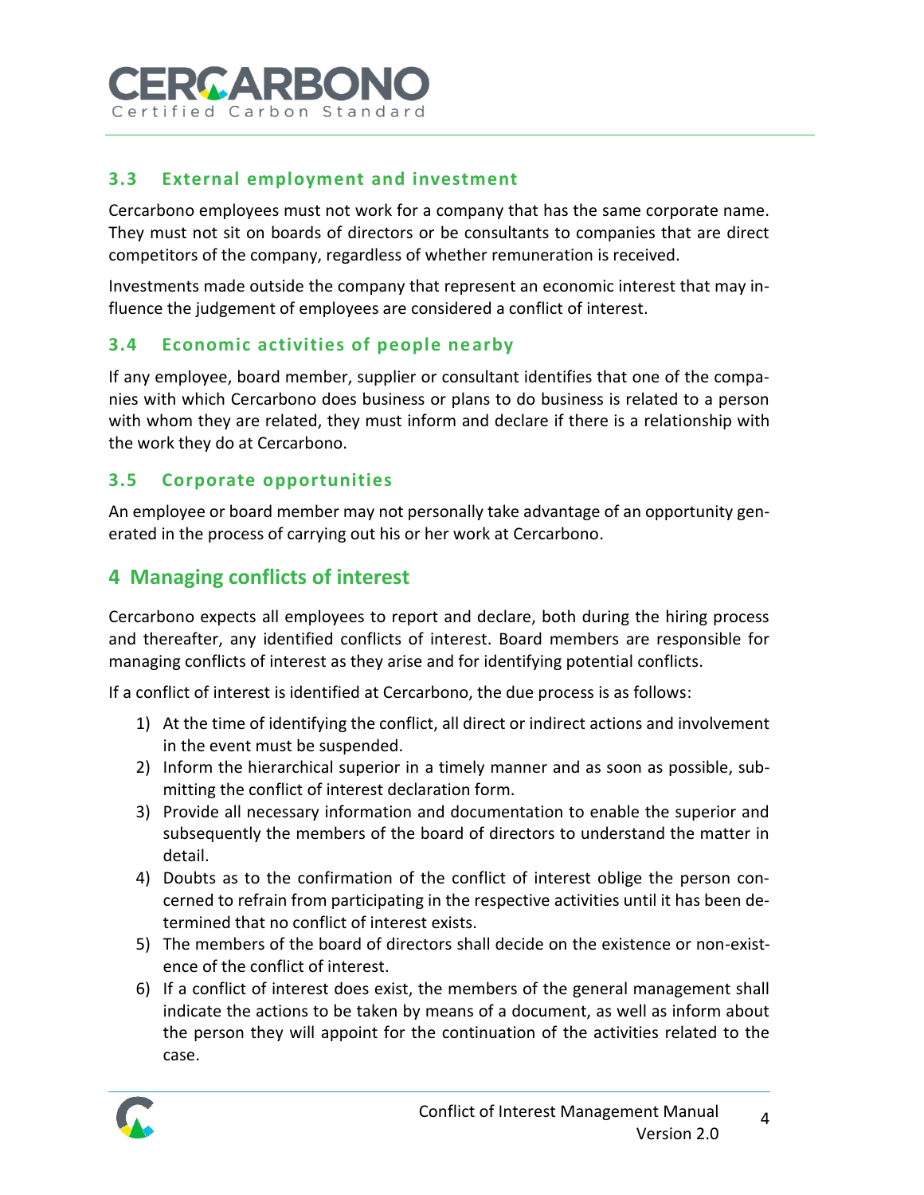### 3.3 External employment and investment

Cercarbono employees must not work for a company that has the same corporate name. They must not sit on boards of directors or be consultants to companies that are direct competitors of the company, regardless of whether remuneration is received.

Investments made outside the company that represent an economic interest that may influence the judgement of employees are considered a conflict of interest.

### 3.4 Economic activities of people nearby

If any employee, board member, supplier or consultant identifies that one of the companies with which Cercarbono does business or plans to do business is related to a person with whom they are related, they must inform and declare if there is a relationship with the work they do at Cercarbono.

### 3.5 Corporate opportunities

An employee or board member may not personally take advantage of an opportunity generated in the process of carrying out his or her work at Cercarbono.

## 4 Managing conflicts of interest

Cercarbono expects all employees to report and declare, both during the hiring process and thereafter, any identified conflicts of interest. Board members are responsible for managing conflicts of interest as they arise and for identifying potential conflicts.

If a conflict of interest is identified at Cercarbono, the due process is as follows:

1) At the time of identifying the conflict, all direct or indirect actions and involvement in the event must be suspended.
2) Inform the hierarchical superior in a timely manner and as soon as possible, submitting the conflict of interest declaration form.
3) Provide all necessary information and documentation to enable the superior and subsequently the members of the board of directors to understand the matter in detail.
4) Doubts as to the confirmation of the conflict of interest oblige the person concerned to refrain from participating in the respective activities until it has been determined that no conflict of interest exists.
5) The members of the board of directors shall decide on the existence or non-existence of the conflict of interest.
6) If a conflict of interest does exist, the members of the general management shall indicate the actions to be taken by means of a document, as well as inform about the person they will appoint for the continuation of the activities related to the case.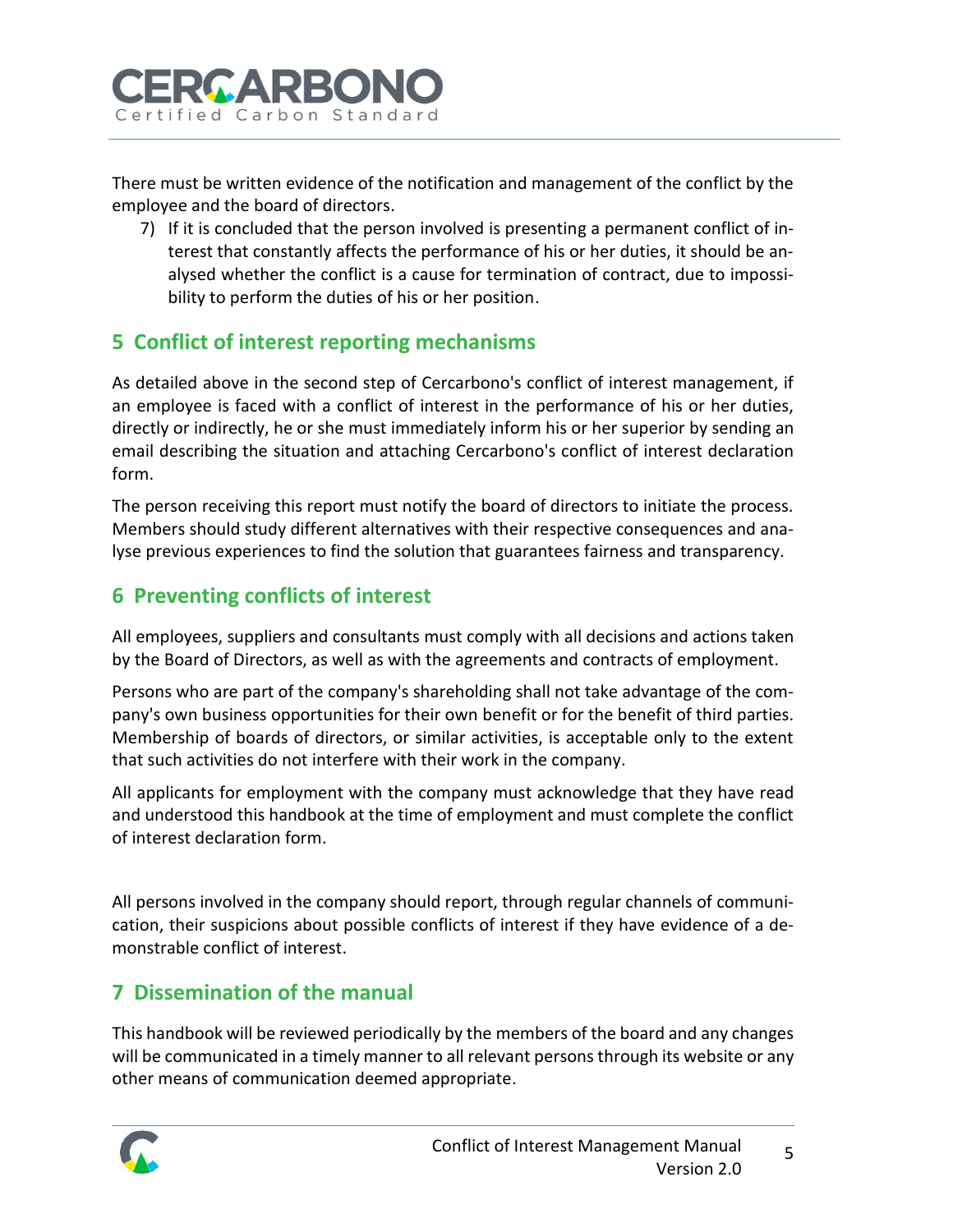There must be written evidence of the notification and management of the conflict by the employee and the board of directors.

7) If it is concluded that the person involved is presenting a permanent conflict of interest that constantly affects the performance of his or her duties, it should be analysed whether the conflict is a cause for termination of contract, due to impossibility to perform the duties of his or her position.

## 5 Conflict of interest reporting mechanisms

As detailed above in the second step of Cercarbono's conflict of interest management, if an employee is faced with a conflict of interest in the performance of his or her duties, directly or indirectly, he or she must immediately inform his or her superior by sending an email describing the situation and attaching Cercarbono's conflict of interest declaration form.

The person receiving this report must notify the board of directors to initiate the process. Members should study different alternatives with their respective consequences and analyse previous experiences to find the solution that guarantees fairness and transparency.

## 6 Preventing conflicts of interest

All employees, suppliers and consultants must comply with all decisions and actions taken by the Board of Directors, as well as with the agreements and contracts of employment.

Persons who are part of the company's shareholding shall not take advantage of the company's own business opportunities for their own benefit or for the benefit of third parties. Membership of boards of directors, or similar activities, is acceptable only to the extent that such activities do not interfere with their work in the company.

All applicants for employment with the company must acknowledge that they have read and understood this handbook at the time of employment and must complete the conflict of interest declaration form.

All persons involved in the company should report, through regular channels of communication, their suspicions about possible conflicts of interest if they have evidence of a demonstrable conflict of interest.

## 7 Dissemination of the manual

This handbook will be reviewed periodically by the members of the board and any changes will be communicated in a timely manner to all relevant persons through its website or any other means of communication deemed appropriate.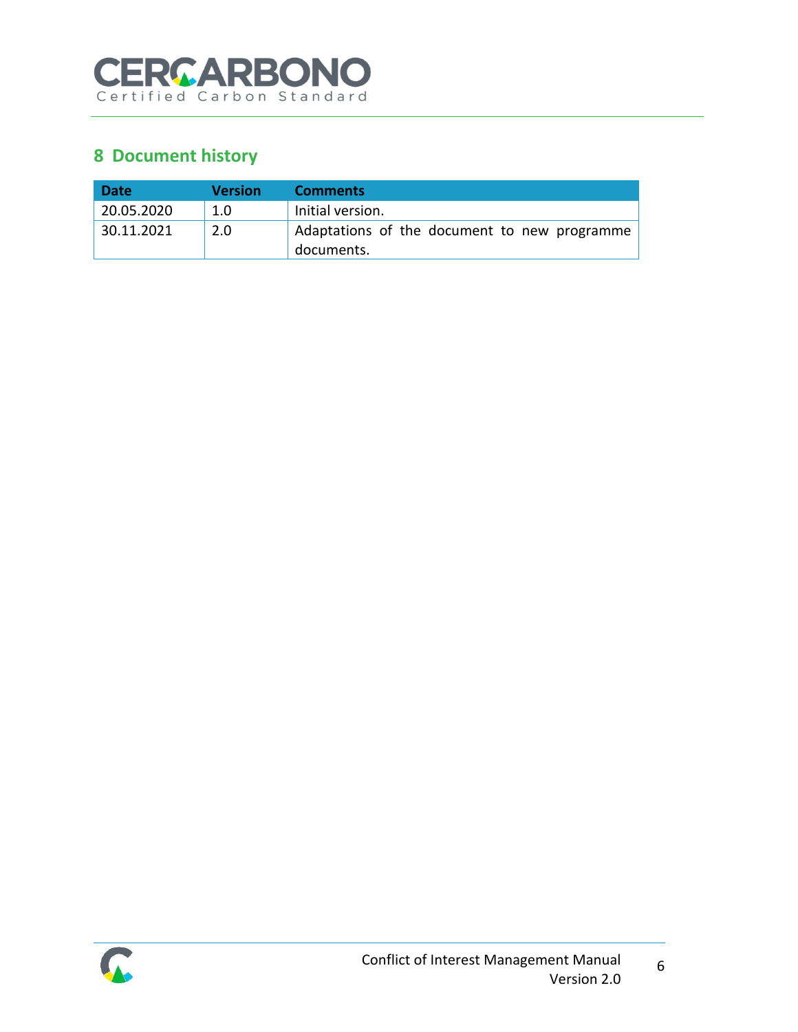## 8 Document history

| Date | Version | Comments |
|---|---|---|
| 20.05.2020 | 1.0 | Initial version. |
| 30.11.2021 | 2.0 | Adaptations of the document to new programme documents. |